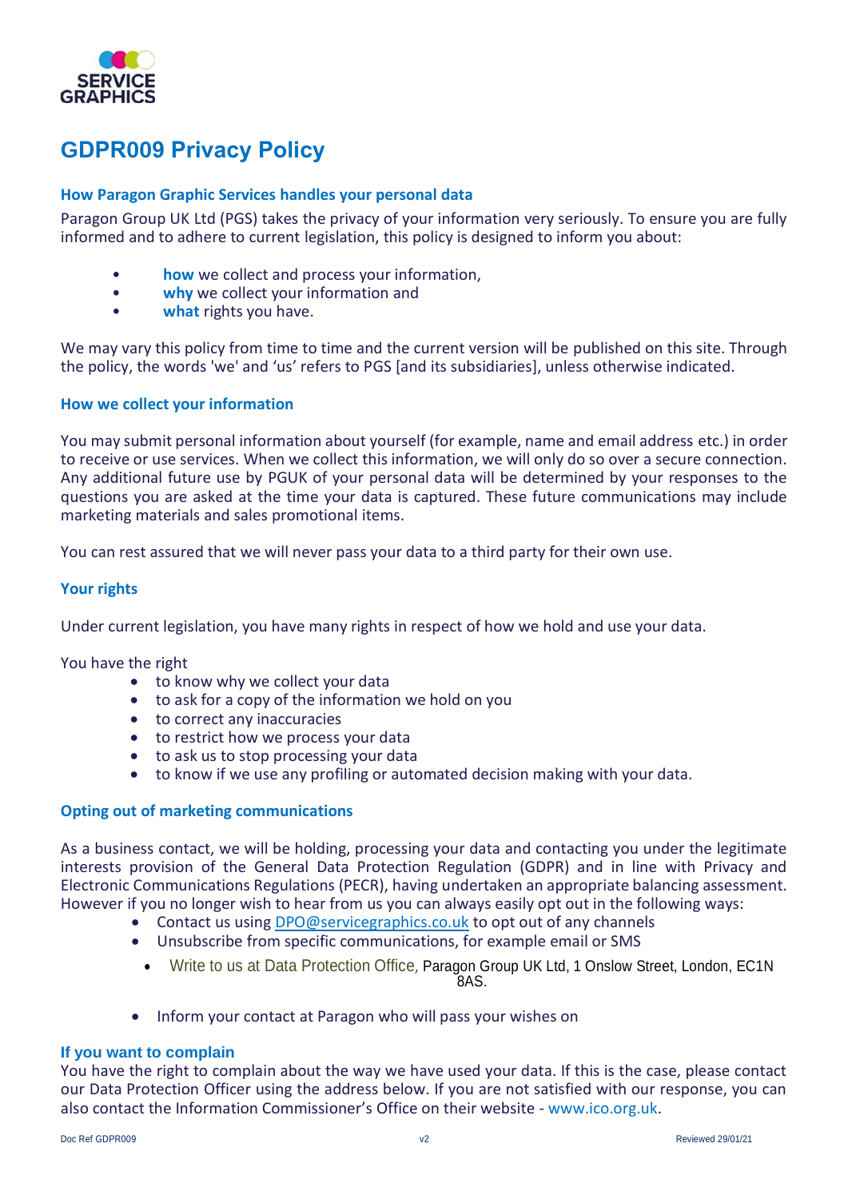SERVICE GRAPHICS

# GDPR009 Privacy Policy

## How Paragon Graphic Services handles your personal data

Paragon Group UK Ltd (PGS) takes the privacy of your information very seriously. To ensure you are fully informed and to adhere to current legislation, this policy is designed to inform you about:

- **how** we collect and process your information,
- **why** we collect your information and
- **what** rights you have.

We may vary this policy from time to time and the current version will be published on this site. Through the policy, the words 'we' and 'us' refers to PGS [and its subsidiaries], unless otherwise indicated.

## How we collect your information

You may submit personal information about yourself (for example, name and email address etc.) in order to receive or use services. When we collect this information, we will only do so over a secure connection. Any additional future use by PGUK of your personal data will be determined by your responses to the questions you are asked at the time your data is captured. These future communications may include marketing materials and sales promotional items.

You can rest assured that we will never pass your data to a third party for their own use.

## Your rights

Under current legislation, you have many rights in respect of how we hold and use your data.

You have the right

- to know why we collect your data
- to ask for a copy of the information we hold on you
- to correct any inaccuracies
- to restrict how we process your data
- to ask us to stop processing your data
- to know if we use any profiling or automated decision making with your data.

## Opting out of marketing communications

As a business contact, we will be holding, processing your data and contacting you under the legitimate interests provision of the General Data Protection Regulation (GDPR) and in line with Privacy and Electronic Communications Regulations (PECR), having undertaken an appropriate balancing assessment. However if you no longer wish to hear from us you can always easily opt out in the following ways:

- Contact us using DPO@servicegraphics.co.uk to opt out of any channels
- Unsubscribe from specific communications, for example email or SMS
- Write to us at Data Protection Office, Paragon Group UK Ltd, 1 Onslow Street, London, EC1N 8AS.
- Inform your contact at Paragon who will pass your wishes on

## If you want to complain

You have the right to complain about the way we have used your data. If this is the case, please contact our Data Protection Officer using the address below. If you are not satisfied with our response, you can also contact the Information Commissioner's Office on their website - www.ico.org.uk.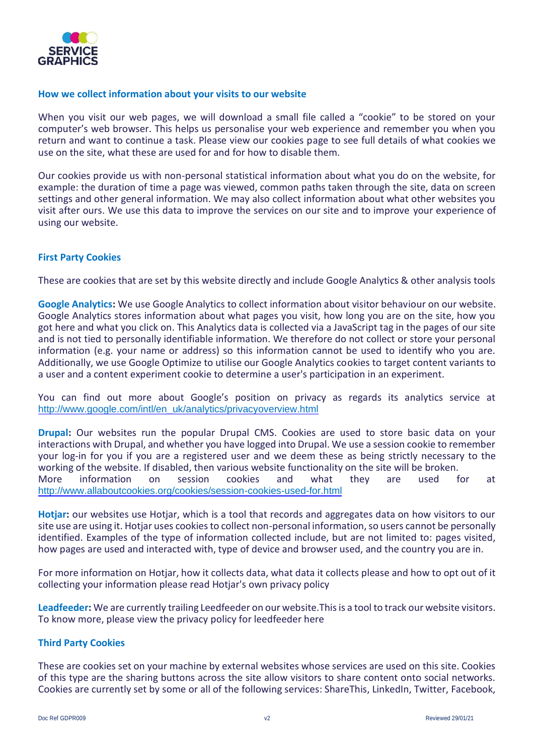### How we collect information about your visits to our website

When you visit our web pages, we will download a small file called a "cookie" to be stored on your computer's web browser. This helps us personalise your web experience and remember you when you return and want to continue a task. Please view our cookies page to see full details of what cookies we use on the site, what these are used for and for how to disable them.

Our cookies provide us with non-personal statistical information about what you do on the website, for example: the duration of time a page was viewed, common paths taken through the site, data on screen settings and other general information. We may also collect information about what other websites you visit after ours. We use this data to improve the services on our site and to improve your experience of using our website.

### First Party Cookies

These are cookies that are set by this website directly and include Google Analytics & other analysis tools

**Google Analytics:** We use Google Analytics to collect information about visitor behaviour on our website. Google Analytics stores information about what pages you visit, how long you are on the site, how you got here and what you click on. This Analytics data is collected via a JavaScript tag in the pages of our site and is not tied to personally identifiable information. We therefore do not collect or store your personal information (e.g. your name or address) so this information cannot be used to identify who you are. Additionally, we use Google Optimize to utilise our Google Analytics cookies to target content variants to a user and a content experiment cookie to determine a user's participation in an experiment.

You can find out more about Google's position on privacy as regards its analytics service at http://www.google.com/intl/en_uk/analytics/privacyoverview.html

**Drupal:** Our websites run the popular Drupal CMS. Cookies are used to store basic data on your interactions with Drupal, and whether you have logged into Drupal. We use a session cookie to remember your log-in for you if you are a registered user and we deem these as being strictly necessary to the working of the website. If disabled, then various website functionality on the site will be broken. More information on session cookies and what they are used for at http://www.allaboutcookies.org/cookies/session-cookies-used-for.html

**Hotjar:** our websites use Hotjar, which is a tool that records and aggregates data on how visitors to our site use are using it. Hotjar uses cookies to collect non-personal information, so users cannot be personally identified. Examples of the type of information collected include, but are not limited to: pages visited, how pages are used and interacted with, type of device and browser used, and the country you are in.

For more information on Hotjar, how it collects data, what data it collects please and how to opt out of it collecting your information please read Hotjar's own privacy policy

**Leadfeeder:** We are currently trailing Leedfeeder on our website.This is a tool to track our website visitors. To know more, please view the privacy policy for leedfeeder here

### Third Party Cookies

These are cookies set on your machine by external websites whose services are used on this site. Cookies of this type are the sharing buttons across the site allow visitors to share content onto social networks. Cookies are currently set by some or all of the following services: ShareThis, LinkedIn, Twitter, Facebook,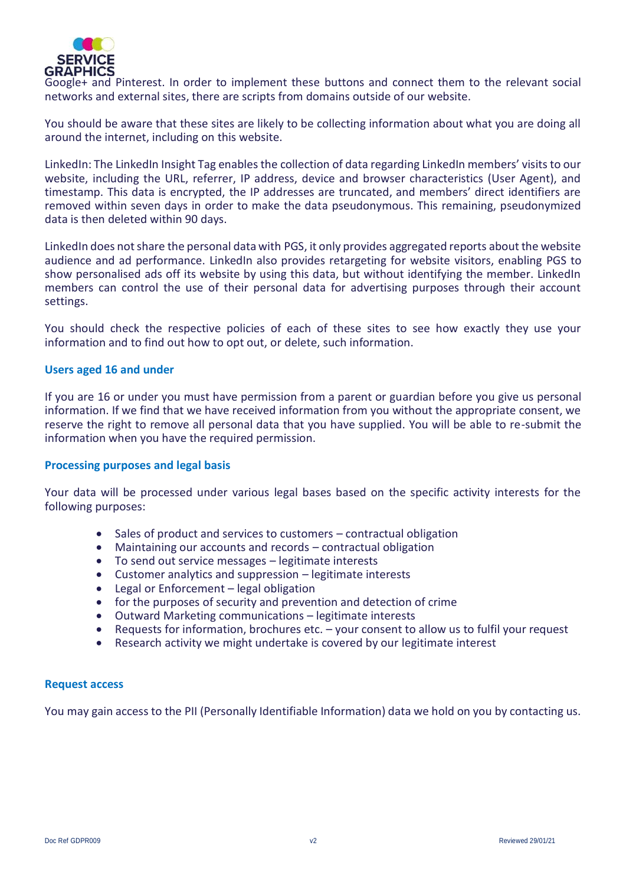Google+ and Pinterest. In order to implement these buttons and connect them to the relevant social networks and external sites, there are scripts from domains outside of our website.

You should be aware that these sites are likely to be collecting information about what you are doing all around the internet, including on this website.

LinkedIn: The LinkedIn Insight Tag enables the collection of data regarding LinkedIn members' visits to our website, including the URL, referrer, IP address, device and browser characteristics (User Agent), and timestamp. This data is encrypted, the IP addresses are truncated, and members' direct identifiers are removed within seven days in order to make the data pseudonymous. This remaining, pseudonymized data is then deleted within 90 days.

LinkedIn does not share the personal data with PGS, it only provides aggregated reports about the website audience and ad performance. LinkedIn also provides retargeting for website visitors, enabling PGS to show personalised ads off its website by using this data, but without identifying the member. LinkedIn members can control the use of their personal data for advertising purposes through their account settings.

You should check the respective policies of each of these sites to see how exactly they use your information and to find out how to opt out, or delete, such information.

### Users aged 16 and under

If you are 16 or under you must have permission from a parent or guardian before you give us personal information. If we find that we have received information from you without the appropriate consent, we reserve the right to remove all personal data that you have supplied. You will be able to re-submit the information when you have the required permission.

### Processing purposes and legal basis

Your data will be processed under various legal bases based on the specific activity interests for the following purposes:

- Sales of product and services to customers – contractual obligation
- Maintaining our accounts and records – contractual obligation
- To send out service messages – legitimate interests
- Customer analytics and suppression – legitimate interests
- Legal or Enforcement – legal obligation
- for the purposes of security and prevention and detection of crime
- Outward Marketing communications – legitimate interests
- Requests for information, brochures etc. – your consent to allow us to fulfil your request
- Research activity we might undertake is covered by our legitimate interest

### Request access

You may gain access to the PII (Personally Identifiable Information) data we hold on you by contacting us.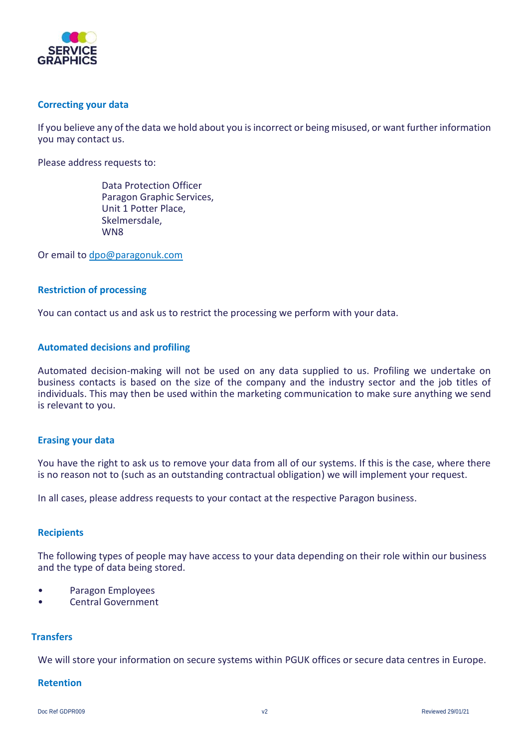## Correcting your data

If you believe any of the data we hold about you is incorrect or being misused, or want further information you may contact us.

Please address requests to:

> Data Protection Officer
> Paragon Graphic Services,
> Unit 1 Potter Place,
> Skelmersdale,
> WN8

Or email to [dpo@paragonuk.com](mailto:dpo@paragonuk.com)

## Restriction of processing

You can contact us and ask us to restrict the processing we perform with your data.

## Automated decisions and profiling

Automated decision-making will not be used on any data supplied to us. Profiling we undertake on business contacts is based on the size of the company and the industry sector and the job titles of individuals. This may then be used within the marketing communication to make sure anything we send is relevant to you.

## Erasing your data

You have the right to ask us to remove your data from all of our systems. If this is the case, where there is no reason not to (such as an outstanding contractual obligation) we will implement your request.

In all cases, please address requests to your contact at the respective Paragon business.

## Recipients

The following types of people may have access to your data depending on their role within our business and the type of data being stored.

- Paragon Employees
- Central Government

## Transfers

We will store your information on secure systems within PGUK offices or secure data centres in Europe.

## Retention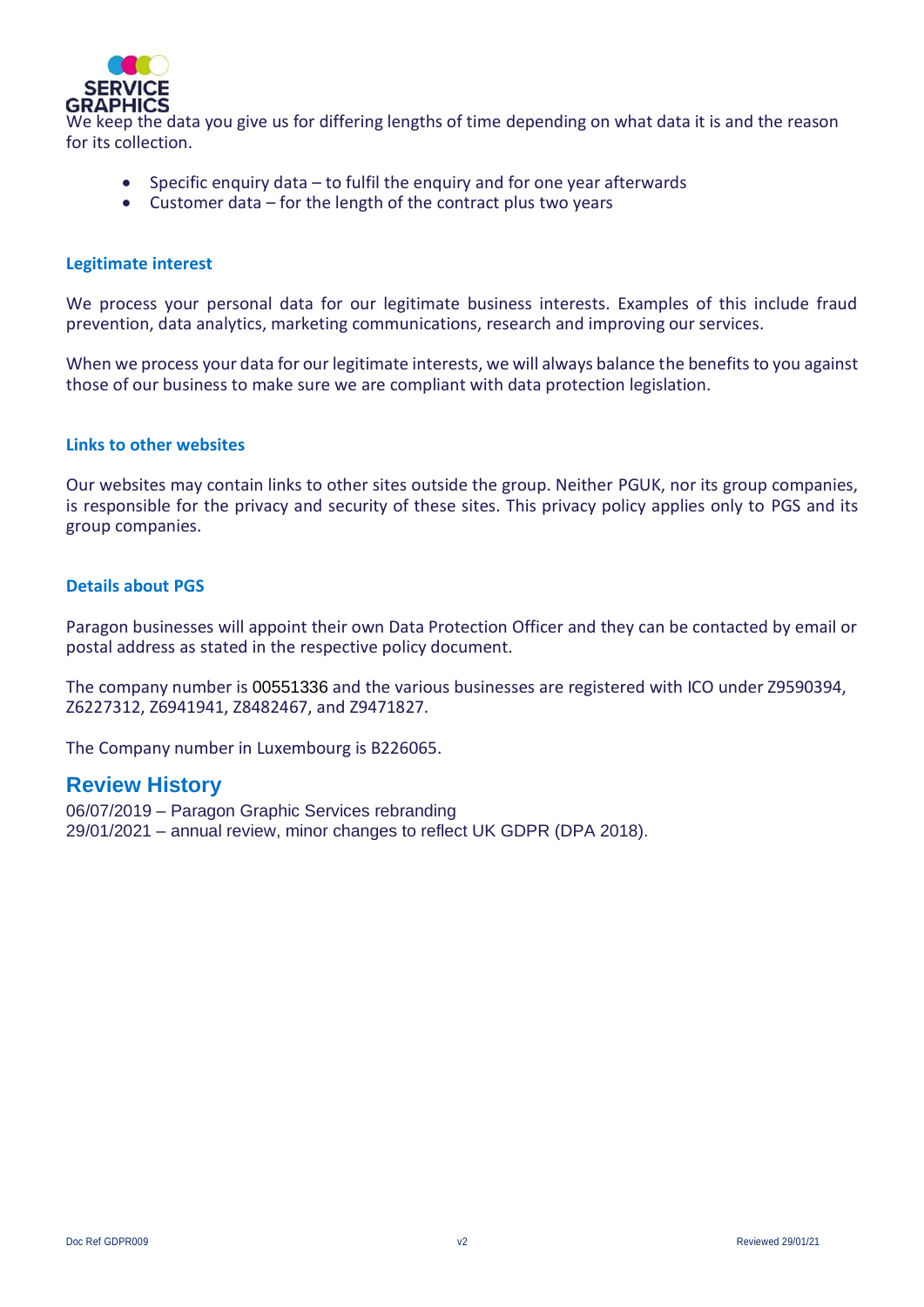We keep the data you give us for differing lengths of time depending on what data it is and the reason for its collection.

- Specific enquiry data – to fulfil the enquiry and for one year afterwards
- Customer data – for the length of the contract plus two years

### Legitimate interest

We process your personal data for our legitimate business interests. Examples of this include fraud prevention, data analytics, marketing communications, research and improving our services.

When we process your data for our legitimate interests, we will always balance the benefits to you against those of our business to make sure we are compliant with data protection legislation.

### Links to other websites

Our websites may contain links to other sites outside the group. Neither PGUK, nor its group companies, is responsible for the privacy and security of these sites. This privacy policy applies only to PGS and its group companies.

### Details about PGS

Paragon businesses will appoint their own Data Protection Officer and they can be contacted by email or postal address as stated in the respective policy document.

The company number is 00551336 and the various businesses are registered with ICO under Z9590394, Z6227312, Z6941941, Z8482467, and Z9471827.

The Company number in Luxembourg is B226065.

## Review History

06/07/2019 – Paragon Graphic Services rebranding
29/01/2021 – annual review, minor changes to reflect UK GDPR (DPA 2018).